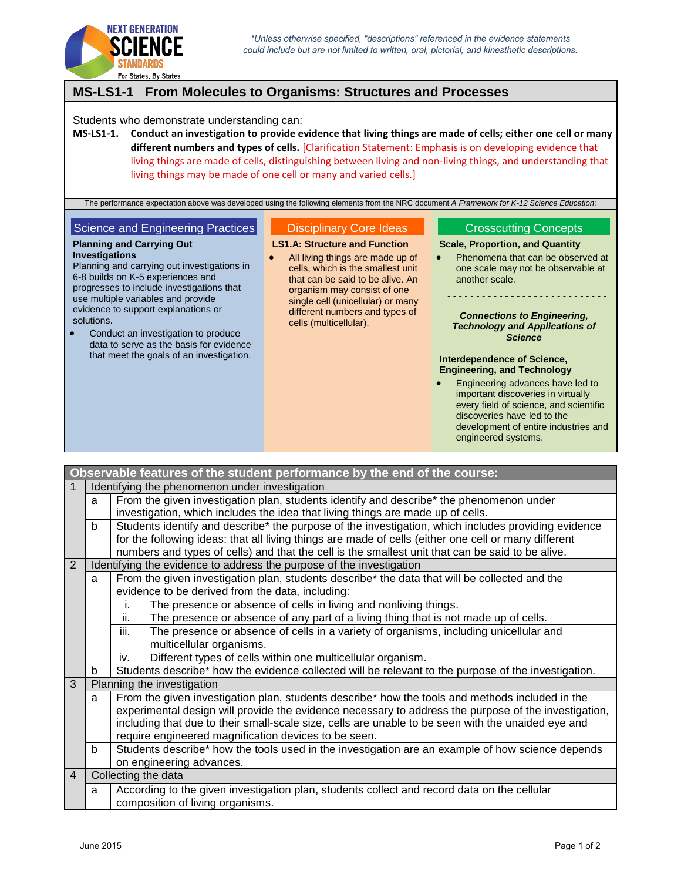*Unless otherwise specified, "descriptions" referenced in the evidence statements could include but are not limited to written, oral, pictorial, and kinesthetic descriptions.

# MS-LS1-1 From Molecules to Organisms: Structures and Processes

Students who demonstrate understanding can:

**MS-LS1-1. Conduct an investigation to provide evidence that living things are made of cells; either one cell or many different numbers and types of cells.** [Clarification Statement: Emphasis is on developing evidence that living things are made of cells, distinguishing between living and non-living things, and understanding that living things may be made of one cell or many and varied cells.]

The performance expectation above was developed using the following elements from the NRC document *A Framework for K-12 Science Education*:

## Science and Engineering Practices

**Planning and Carrying Out Investigations**

Planning and carrying out investigations in 6-8 builds on K-5 experiences and progresses to include investigations that use multiple variables and provide evidence to support explanations or solutions.

- Conduct an investigation to produce data to serve as the basis for evidence that meet the goals of an investigation.

## Disciplinary Core Ideas

**LS1.A: Structure and Function**

- All living things are made up of cells, which is the smallest unit that can be said to be alive. An organism may consist of one single cell (unicellular) or many different numbers and types of cells (multicellular).

## Crosscutting Concepts

**Scale, Proportion, and Quantity**

- Phenomena that can be observed at one scale may not be observable at another scale.

- - - - - - - - - - - - - - - - - - - - - - - - - -

***Connections to Engineering, Technology and Applications of Science***

**Interdependence of Science, Engineering, and Technology**

- Engineering advances have led to important discoveries in virtually every field of science, and scientific discoveries have led to the development of entire industries and engineered systems.

## Observable features of the student performance by the end of the course:

| | | | |
|---|---|---|---|
| 1 | Identifying the phenomenon under investigation | | |
| | a | From the given investigation plan, students identify and describe* the phenomenon under investigation, which includes the idea that living things are made up of cells. | |
| | b | Students identify and describe* the purpose of the investigation, which includes providing evidence for the following ideas: that all living things are made of cells (either one cell or many different numbers and types of cells) and that the cell is the smallest unit that can be said to be alive. | |
| 2 | Identifying the evidence to address the purpose of the investigation | | |
| | a | From the given investigation plan, students describe* the data that will be collected and the evidence to be derived from the data, including: | |
| | | i. | The presence or absence of cells in living and nonliving things. |
| | | ii. | The presence or absence of any part of a living thing that is not made up of cells. |
| | | iii. | The presence or absence of cells in a variety of organisms, including unicellular and multicellular organisms. |
| | | iv. | Different types of cells within one multicellular organism. |
| | b | Students describe* how the evidence collected will be relevant to the purpose of the investigation. | |
| 3 | Planning the investigation | | |
| | a | From the given investigation plan, students describe* how the tools and methods included in the experimental design will provide the evidence necessary to address the purpose of the investigation, including that due to their small-scale size, cells are unable to be seen with the unaided eye and require engineered magnification devices to be seen. | |
| | b | Students describe* how the tools used in the investigation are an example of how science depends on engineering advances. | |
| 4 | Collecting the data | | |
| | a | According to the given investigation plan, students collect and record data on the cellular composition of living organisms. | |

June 2015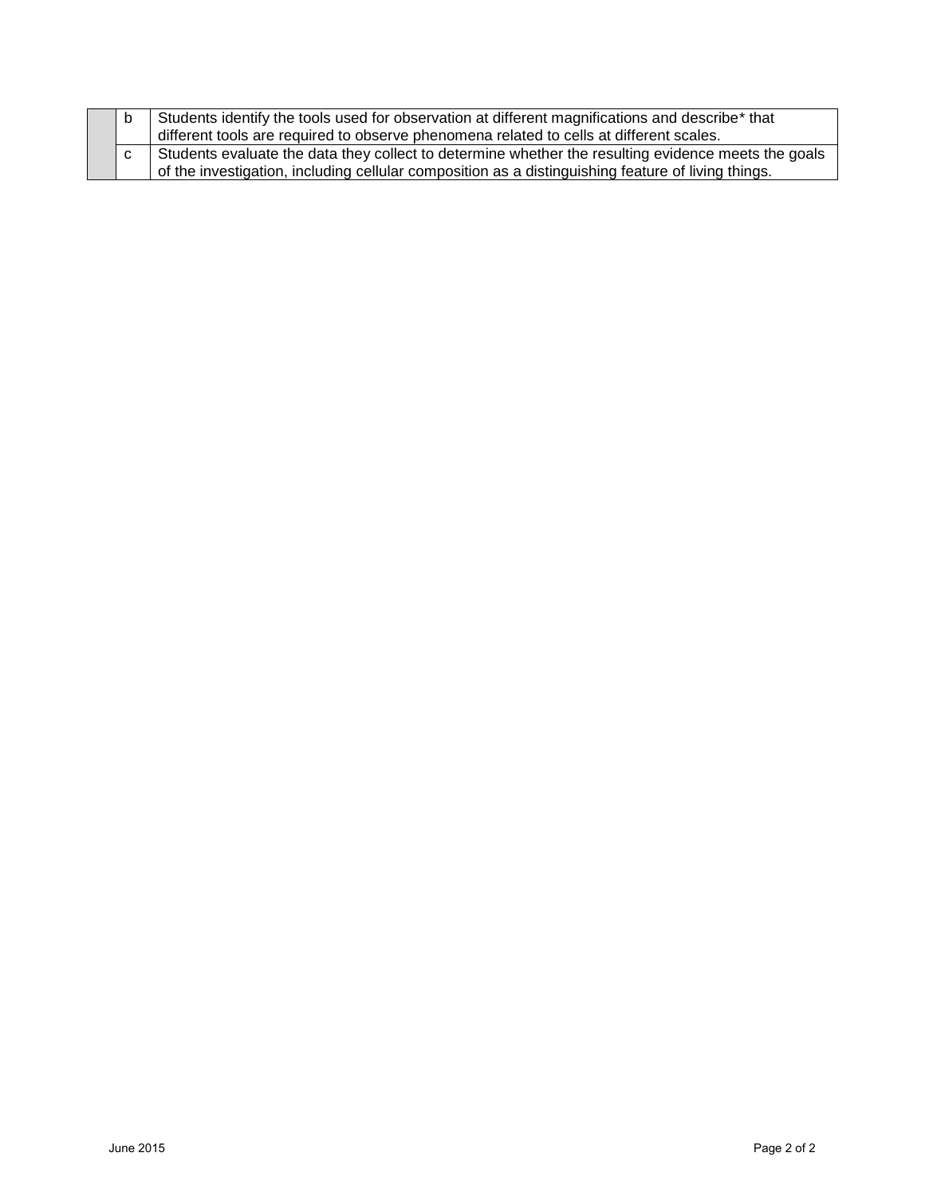| | | |
|---|---|---|
| | b | Students identify the tools used for observation at different magnifications and describe* that different tools are required to observe phenomena related to cells at different scales. |
| | c | Students evaluate the data they collect to determine whether the resulting evidence meets the goals of the investigation, including cellular composition as a distinguishing feature of living things. |

June 2015